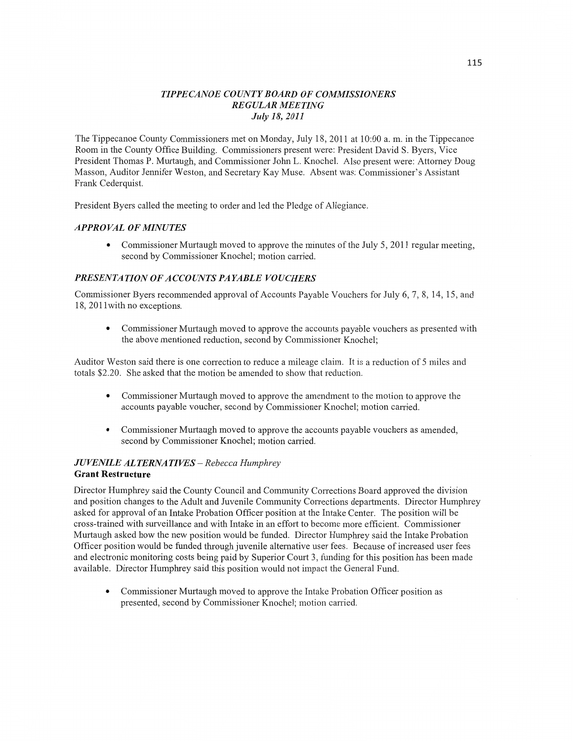# *TIPPECANOE COUNTY BOARD OF COMMISSIONERS*
## *REGULAR MEETING*
### *July 18, 2011*

The Tippecanoe County Commissioners met on Monday, July 18, 2011 at 10:00 a. m. in the Tippecanoe Room in the County Office Building. Commissioners present were: President David S. Byers, Vice President Thomas P. Murtaugh, and Commissioner John L. Knochel. Also present were: Attorney Doug Masson, Auditor Jennifer Weston, and Secretary Kay Muse. Absent was: Commissioner's Assistant Frank Cederquist.

President Byers called the meeting to order and led the Pledge of Allegiance.

## *APPROVAL OF MINUTES*

- Commissioner Murtaugh moved to approve the minutes of the July 5, 2011 regular meeting, second by Commissioner Knochel; motion carried.

## *PRESENTATION OF ACCOUNTS PAYABLE VOUCHERS*

Commissioner Byers recommended approval of Accounts Payable Vouchers for July 6, 7, 8, 14, 15, and 18, 2011with no exceptions.

- Commissioner Murtaugh moved to approve the accounts payable vouchers as presented with the above mentioned reduction, second by Commissioner Knochel;

Auditor Weston said there is one correction to reduce a mileage claim. It is a reduction of 5 miles and totals $2.20. She asked that the motion be amended to show that reduction.

- Commissioner Murtaugh moved to approve the amendment to the motion to approve the accounts payable voucher, second by Commissioner Knochel; motion carried.
- Commissioner Murtaugh moved to approve the accounts payable vouchers as amended, second by Commissioner Knochel; motion carried.

## *JUVENILE ALTERNATIVES – Rebecca Humphrey*

**Grant Restructure**

Director Humphrey said the County Council and Community Corrections Board approved the division and position changes to the Adult and Juvenile Community Corrections departments. Director Humphrey asked for approval of an Intake Probation Officer position at the Intake Center. The position will be cross-trained with surveillance and with Intake in an effort to become more efficient. Commissioner Murtaugh asked how the new position would be funded. Director Humphrey said the Intake Probation Officer position would be funded through juvenile alternative user fees. Because of increased user fees and electronic monitoring costs being paid by Superior Court 3, funding for this position has been made available. Director Humphrey said this position would not impact the General Fund.

- Commissioner Murtaugh moved to approve the Intake Probation Officer position as presented, second by Commissioner Knochel; motion carried.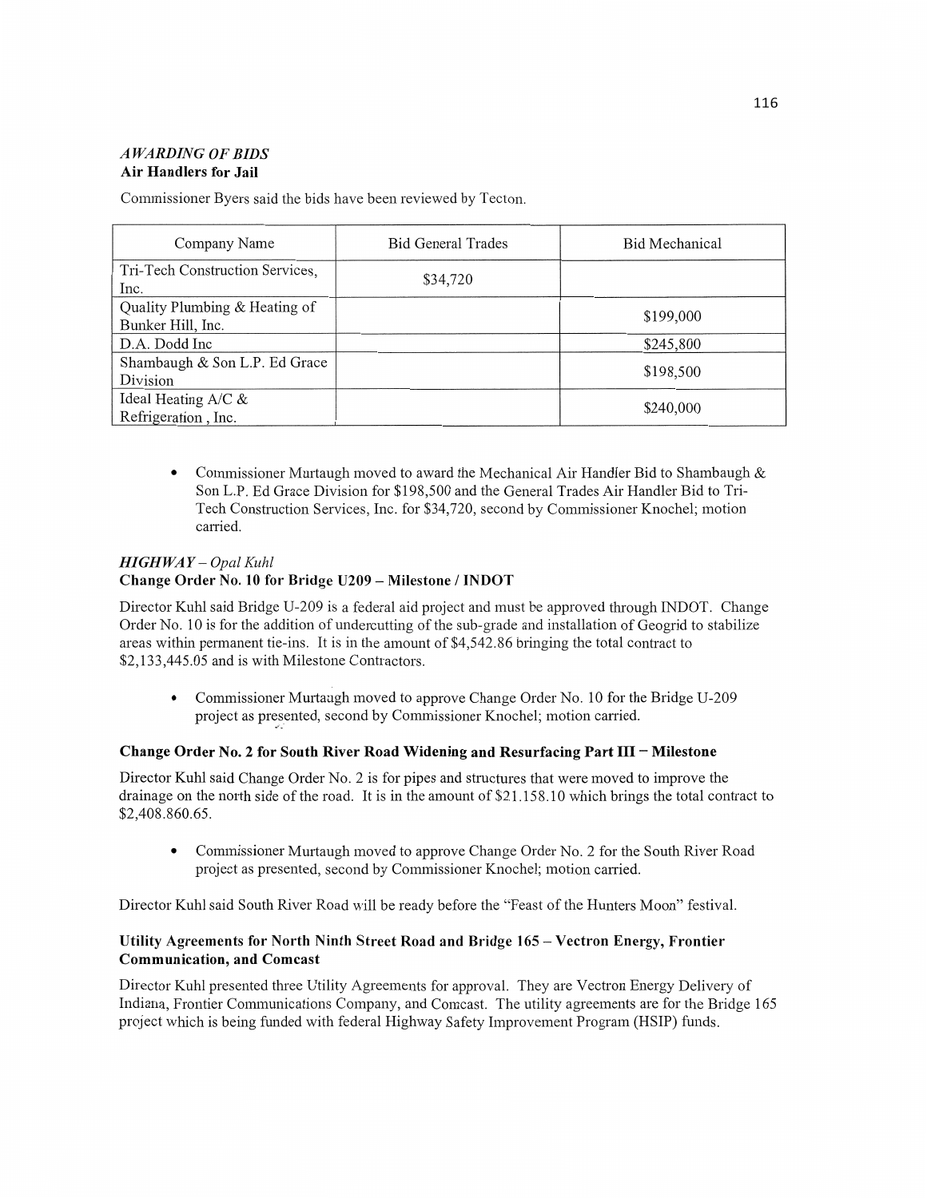## *AWARDING OF BIDS*
### Air Handlers for Jail

Commissioner Byers said the bids have been reviewed by Tecton.

| Company Name | Bid General Trades | Bid Mechanical |
|---|---|---|
| Tri-Tech Construction Services, Inc. | $34,720 | |
| Quality Plumbing & Heating of Bunker Hill, Inc. | | $199,000 |
| D.A. Dodd Inc | | $245,800 |
| Shambaugh & Son L.P. Ed Grace Division | | $198,500 |
| Ideal Heating A/C & Refrigeration , Inc. | | $240,000 |

- Commissioner Murtaugh moved to award the Mechanical Air Handler Bid to Shambaugh & Son L.P. Ed Grace Division for $198,500 and the General Trades Air Handler Bid to Tri-Tech Construction Services, Inc. for $34,720, second by Commissioner Knochel; motion carried.

## *HIGHWAY – Opal Kuhl*
### Change Order No. 10 for Bridge U209 – Milestone / INDOT

Director Kuhl said Bridge U-209 is a federal aid project and must be approved through INDOT. Change Order No. 10 is for the addition of undercutting of the sub-grade and installation of Geogrid to stabilize areas within permanent tie-ins. It is in the amount of $4,542.86 bringing the total contract to $2,133,445.05 and is with Milestone Contractors.

- Commissioner Murtaugh moved to approve Change Order No. 10 for the Bridge U-209 project as presented, second by Commissioner Knochel; motion carried.

### Change Order No. 2 for South River Road Widening and Resurfacing Part III – Milestone

Director Kuhl said Change Order No. 2 is for pipes and structures that were moved to improve the drainage on the north side of the road. It is in the amount of $21.158.10 which brings the total contract to $2,408.860.65.

- Commissioner Murtaugh moved to approve Change Order No. 2 for the South River Road project as presented, second by Commissioner Knochel; motion carried.

Director Kuhl said South River Road will be ready before the "Feast of the Hunters Moon" festival.

### Utility Agreements for North Ninth Street Road and Bridge 165 – Vectron Energy, Frontier Communication, and Comcast

Director Kuhl presented three Utility Agreements for approval. They are Vectron Energy Delivery of Indiana, Frontier Communications Company, and Comcast. The utility agreements are for the Bridge 165 project which is being funded with federal Highway Safety Improvement Program (HSIP) funds.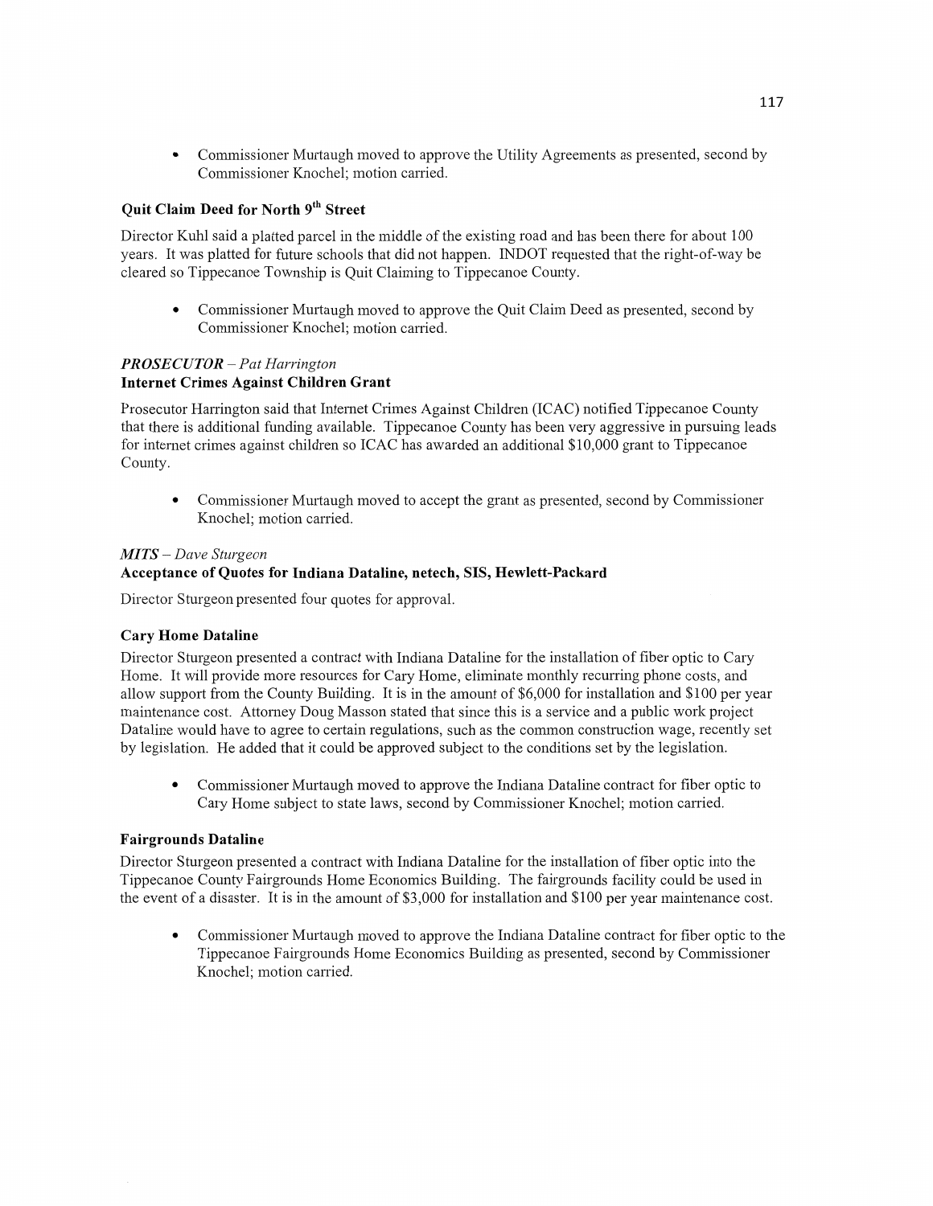- Commissioner Murtaugh moved to approve the Utility Agreements as presented, second by Commissioner Knochel; motion carried.

**Quit Claim Deed for North 9th Street**

Director Kuhl said a platted parcel in the middle of the existing road and has been there for about 100 years. It was platted for future schools that did not happen. INDOT requested that the right-of-way be cleared so Tippecanoe Township is Quit Claiming to Tippecanoe County.

- Commissioner Murtaugh moved to approve the Quit Claim Deed as presented, second by Commissioner Knochel; motion carried.

***PROSECUTOR*** *– Pat Harrington*
**Internet Crimes Against Children Grant**

Prosecutor Harrington said that Internet Crimes Against Children (ICAC) notified Tippecanoe County that there is additional funding available. Tippecanoe County has been very aggressive in pursuing leads for internet crimes against children so ICAC has awarded an additional $10,000 grant to Tippecanoe County.

- Commissioner Murtaugh moved to accept the grant as presented, second by Commissioner Knochel; motion carried.

***MITS*** *– Dave Sturgeon*
**Acceptance of Quotes for Indiana Dataline, netech, SIS, Hewlett-Packard**

Director Sturgeon presented four quotes for approval.

**Cary Home Dataline**

Director Sturgeon presented a contract with Indiana Dataline for the installation of fiber optic to Cary Home. It will provide more resources for Cary Home, eliminate monthly recurring phone costs, and allow support from the County Building. It is in the amount of $6,000 for installation and $100 per year maintenance cost. Attorney Doug Masson stated that since this is a service and a public work project Dataline would have to agree to certain regulations, such as the common construction wage, recently set by legislation. He added that it could be approved subject to the conditions set by the legislation.

- Commissioner Murtaugh moved to approve the Indiana Dataline contract for fiber optic to Cary Home subject to state laws, second by Commissioner Knochel; motion carried.

**Fairgrounds Dataline**

Director Sturgeon presented a contract with Indiana Dataline for the installation of fiber optic into the Tippecanoe County Fairgrounds Home Economics Building. The fairgrounds facility could be used in the event of a disaster. It is in the amount of $3,000 for installation and $100 per year maintenance cost.

- Commissioner Murtaugh moved to approve the Indiana Dataline contract for fiber optic to the Tippecanoe Fairgrounds Home Economics Building as presented, second by Commissioner Knochel; motion carried.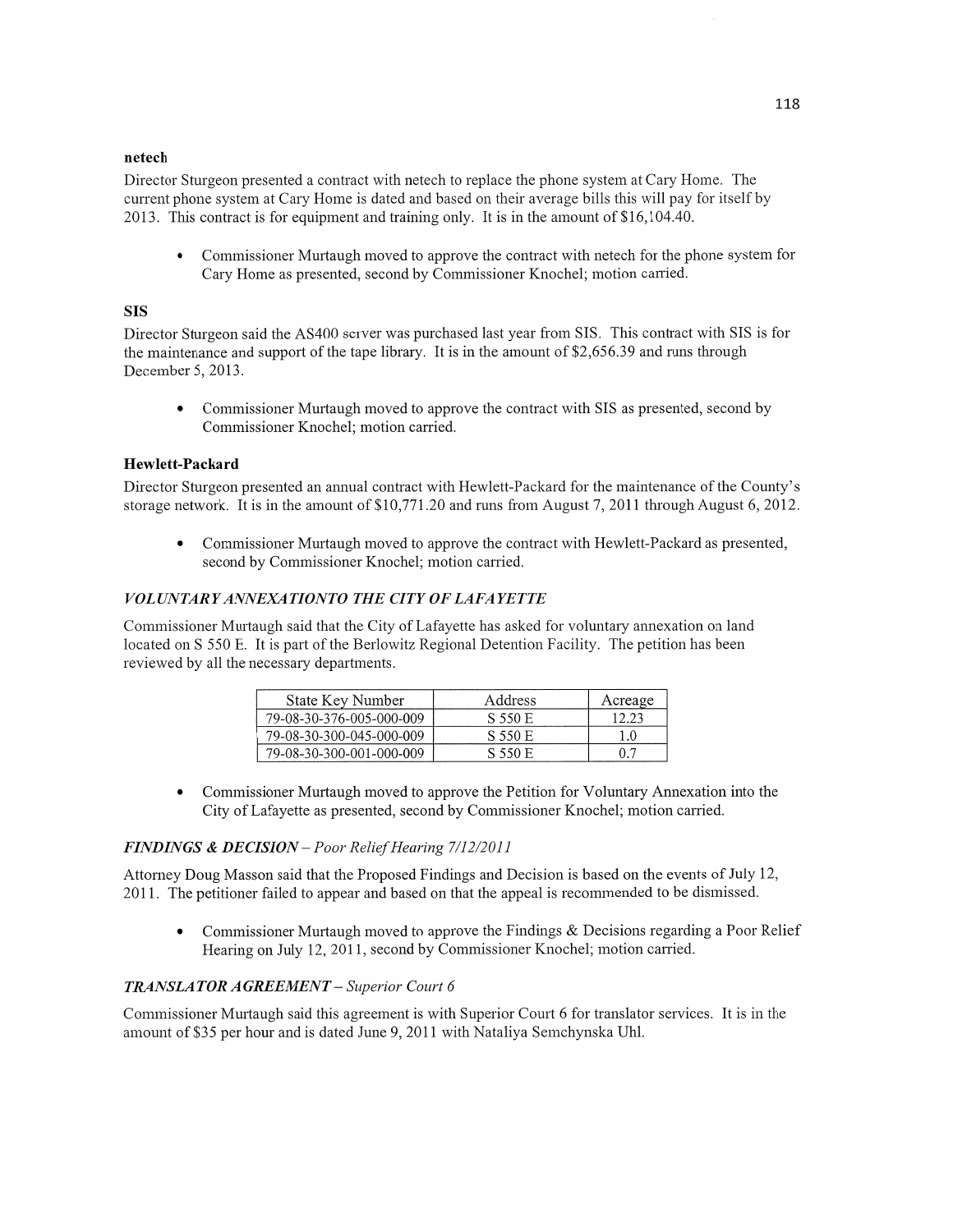**netech**

Director Sturgeon presented a contract with netech to replace the phone system at Cary Home. The current phone system at Cary Home is dated and based on their average bills this will pay for itself by 2013. This contract is for equipment and training only. It is in the amount of $16,104.40.

- Commissioner Murtaugh moved to approve the contract with netech for the phone system for Cary Home as presented, second by Commissioner Knochel; motion carried.

**SIS**

Director Sturgeon said the AS400 server was purchased last year from SIS. This contract with SIS is for the maintenance and support of the tape library. It is in the amount of $2,656.39 and runs through December 5, 2013.

- Commissioner Murtaugh moved to approve the contract with SIS as presented, second by Commissioner Knochel; motion carried.

**Hewlett-Packard**

Director Sturgeon presented an annual contract with Hewlett-Packard for the maintenance of the County's storage network. It is in the amount of $10,771.20 and runs from August 7, 2011 through August 6, 2012.

- Commissioner Murtaugh moved to approve the contract with Hewlett-Packard as presented, second by Commissioner Knochel; motion carried.

***VOLUNTARY ANNEXATIONTO THE CITY OF LAFAYETTE***

Commissioner Murtaugh said that the City of Lafayette has asked for voluntary annexation on land located on S 550 E. It is part of the Berlowitz Regional Detention Facility. The petition has been reviewed by all the necessary departments.

| State Key Number | Address | Acreage |
|---|---|---|
| 79-08-30-376-005-000-009 | S 550 E | 12.23 |
| 79-08-30-300-045-000-009 | S 550 E | 1.0 |
| 79-08-30-300-001-000-009 | S 550 E | 0.7 |

- Commissioner Murtaugh moved to approve the Petition for Voluntary Annexation into the City of Lafayette as presented, second by Commissioner Knochel; motion carried.

***FINDINGS & DECISION*** *– Poor Relief Hearing 7/12/2011*

Attorney Doug Masson said that the Proposed Findings and Decision is based on the events of July 12, 2011. The petitioner failed to appear and based on that the appeal is recommended to be dismissed.

- Commissioner Murtaugh moved to approve the Findings & Decisions regarding a Poor Relief Hearing on July 12, 2011, second by Commissioner Knochel; motion carried.

***TRANSLATOR AGREEMENT*** *– Superior Court 6*

Commissioner Murtaugh said this agreement is with Superior Court 6 for translator services. It is in the amount of $35 per hour and is dated June 9, 2011 with Nataliya Semchynska Uhl.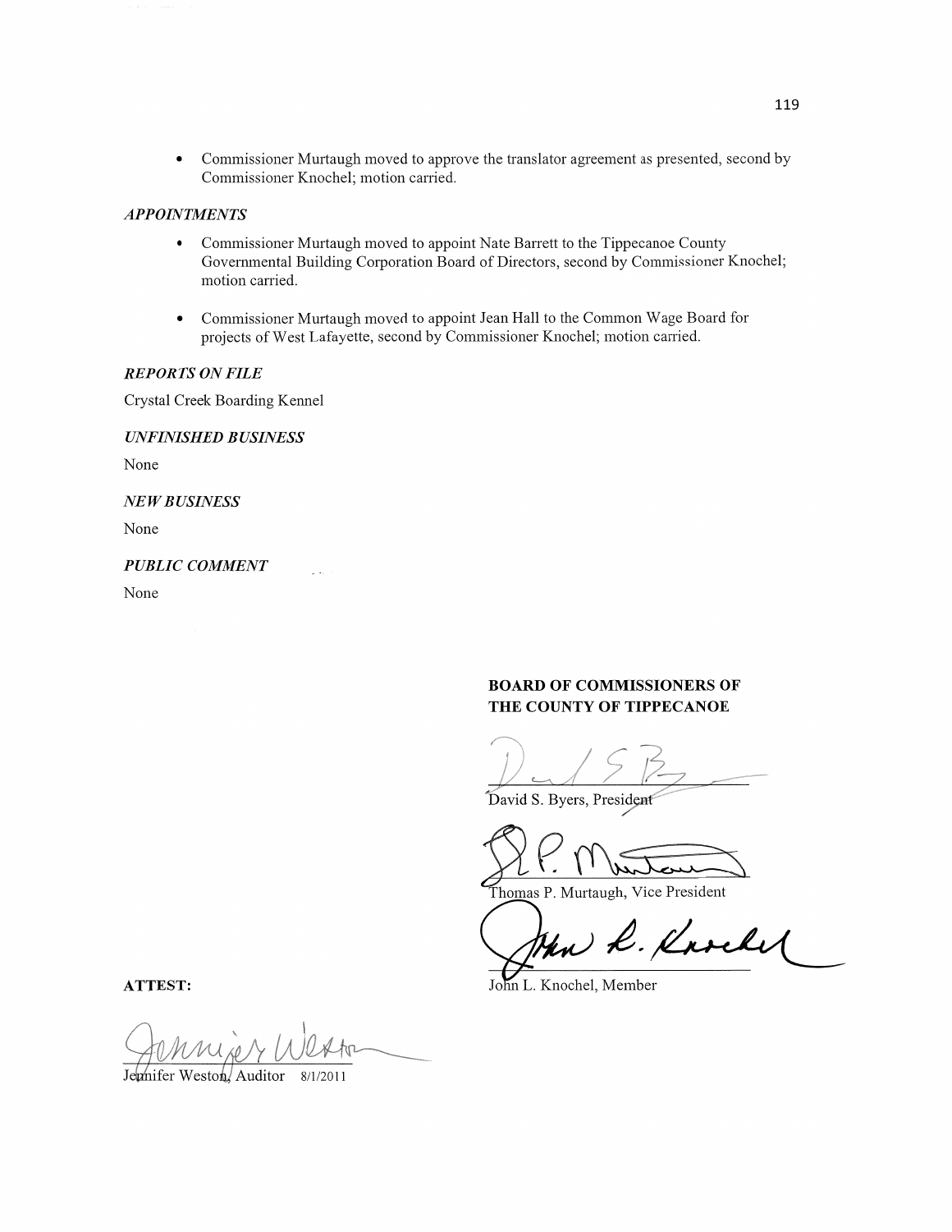- Commissioner Murtaugh moved to approve the translator agreement as presented, second by Commissioner Knochel; motion carried.

*APPOINTMENTS*

- Commissioner Murtaugh moved to appoint Nate Barrett to the Tippecanoe County Governmental Building Corporation Board of Directors, second by Commissioner Knochel; motion carried.

- Commissioner Murtaugh moved to appoint Jean Hall to the Common Wage Board for projects of West Lafayette, second by Commissioner Knochel; motion carried.

*REPORTS ON FILE*

Crystal Creek Boarding Kennel

*UNFINISHED BUSINESS*

None

*NEW BUSINESS*

None

*PUBLIC COMMENT*

None

**BOARD OF COMMISSIONERS OF THE COUNTY OF TIPPECANOE**

David S. Byers, President

Thomas P. Murtaugh, Vice President

John L. Knochel, Member

**ATTEST:**

Jennifer Weston, Auditor 8/1/2011